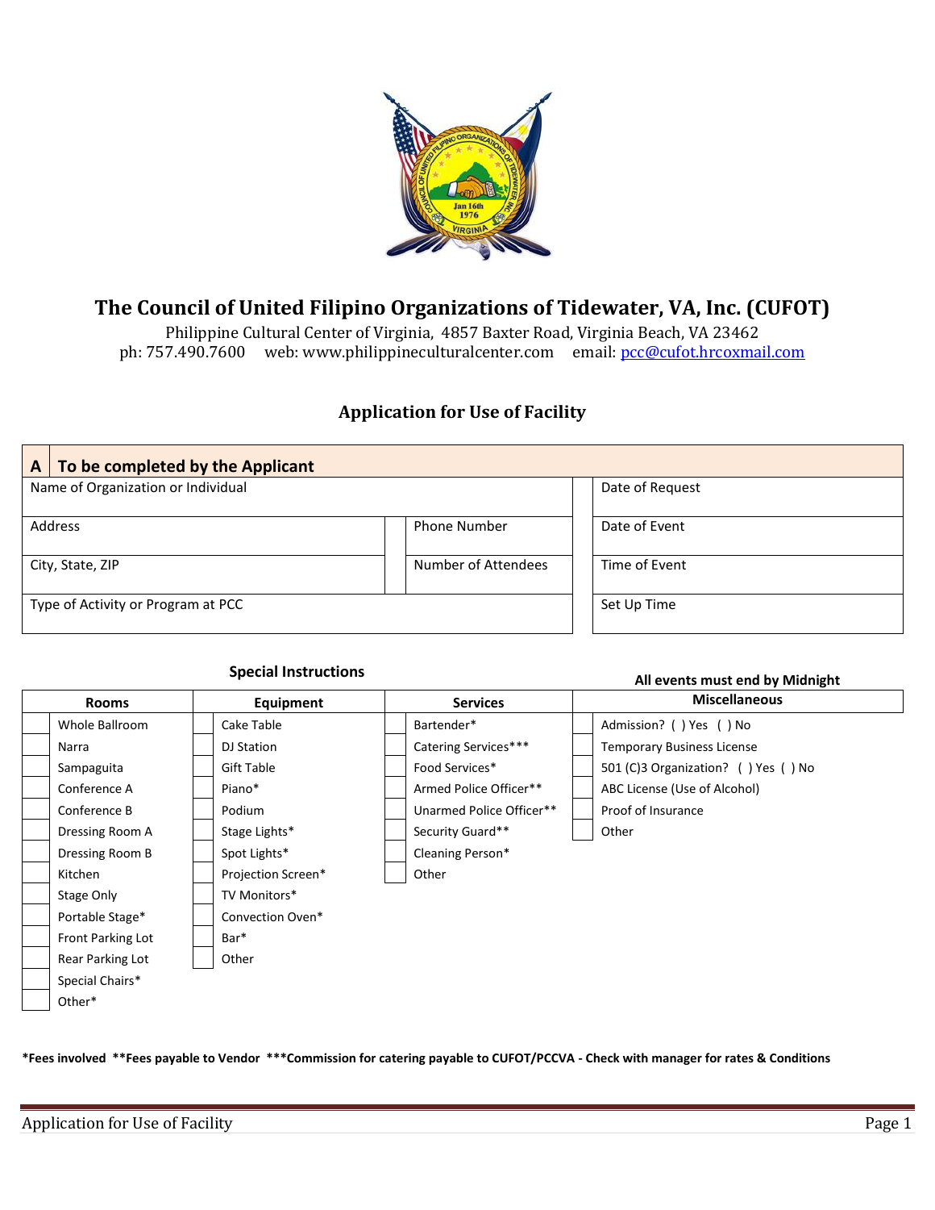# The Council of United Filipino Organizations of Tidewater, VA, Inc. (CUFOT)

Philippine Cultural Center of Virginia, 4857 Baxter Road, Virginia Beach, VA 23462
ph: 757.490.7600 web: www.philippineculturalcenter.com email: pcc@cufot.hrcoxmail.com

## Application for Use of Facility

| A | To be completed by the Applicant | | |
|---|---|---|---|
| Name of Organization or Individual | | | Date of Request |
| Address | Phone Number | | Date of Event |
| City, State, ZIP | Number of Attendees | | Time of Event |
| Type of Activity or Program at PCC | | | Set Up Time |

**Special Instructions**

**All events must end by Midnight**

| | Rooms | | Equipment | | Services | | Miscellaneous |
|---|---|---|---|---|---|---|---|
| | Whole Ballroom | | Cake Table | | Bartender* | | Admission? ( ) Yes ( ) No |
| | Narra | | DJ Station | | Catering Services*** | | Temporary Business License |
| | Sampaguita | | Gift Table | | Food Services* | | 501 (C)3 Organization? ( ) Yes ( ) No |
| | Conference A | | Piano* | | Armed Police Officer** | | ABC License (Use of Alcohol) |
| | Conference B | | Podium | | Unarmed Police Officer** | | Proof of Insurance |
| | Dressing Room A | | Stage Lights* | | Security Guard** | | Other |
| | Dressing Room B | | Spot Lights* | | Cleaning Person* | | |
| | Kitchen | | Projection Screen* | | Other | | |
| | Stage Only | | TV Monitors* | | | | |
| | Portable Stage* | | Convection Oven* | | | | |
| | Front Parking Lot | | Bar* | | | | |
| | Rear Parking Lot | | Other | | | | |
| | Special Chairs* | | | | | | |
| | Other* | | | | | | |

**\*Fees involved \*\*Fees payable to Vendor \*\*\*Commission for catering payable to CUFOT/PCCVA - Check with manager for rates & Conditions**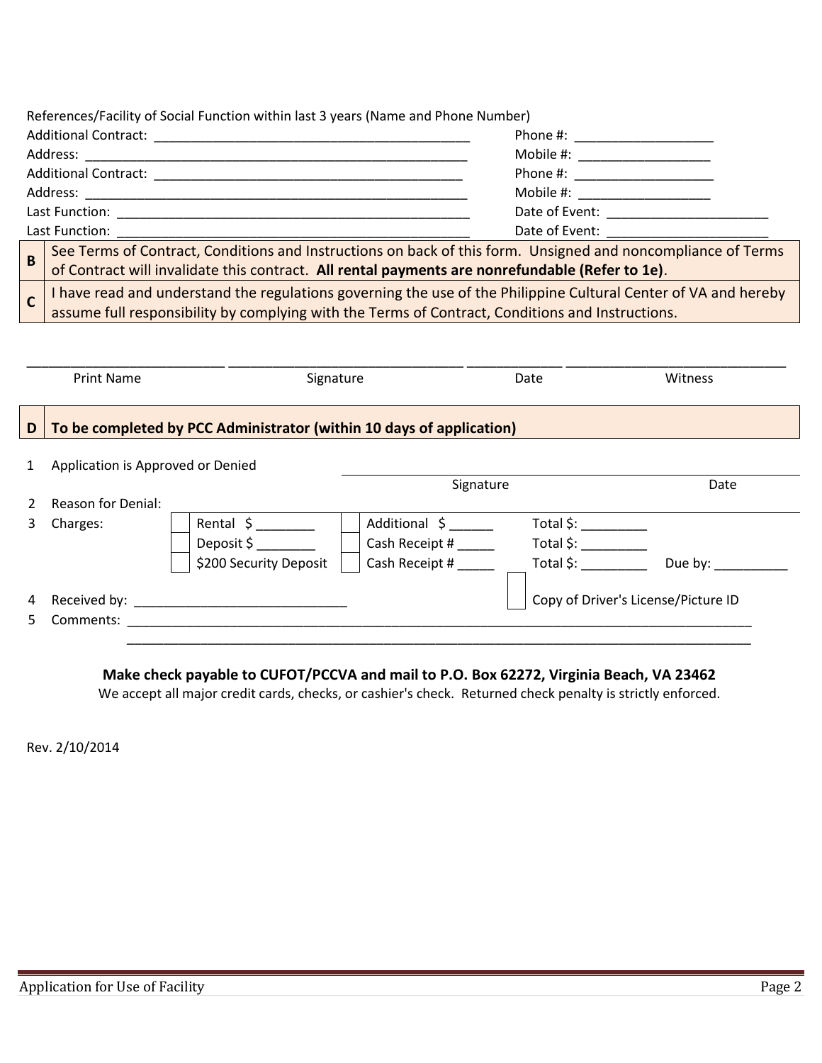References/Facility of Social Function within last 3 years (Name and Phone Number)

Additional Contract: _____________________________________________ Phone #: ___________________

Address: _________________________________________________ Mobile #: __________________

Additional Contract: _____________________________________________ Phone #: ___________________

Address: _________________________________________________ Mobile #: __________________

Last Function: __________________________________________________ Date of Event: ______________________

Last Function: __________________________________________________ Date of Event: ______________________

| | |
|---|---|
| **B** | See Terms of Contract, Conditions and Instructions on back of this form. Unsigned and noncompliance of Terms of Contract will invalidate this contract. **All rental payments are nonrefundable (Refer to 1e)**. |
| **C** | I have read and understand the regulations governing the use of the Philippine Cultural Center of VA and hereby assume full responsibility by complying with the Terms of Contract, Conditions and Instructions. |

___________________________ _______________________________ _____________ _____________________________

Print Name Signature Date Witness

| | |
|---|---|
| **D** | **To be completed by PCC Administrator (within 10 days of application)** |

1 Application is Approved or Denied

_____________________________________________ ____________

Signature Date

2 Reason for Denial:

3 Charges:

| | | |
|---|---|---|
| ☐ Rental $ ________ | ☐ Additional $ ______ | Total $: _________ |
| ☐ Deposit $ ________ | ☐ Cash Receipt # _____ | Total $: _________ |
| ☐ $200 Security Deposit | ☐ Cash Receipt # _____ | Total $: _________ Due by: __________ |

4 Received by: _____________________________ ☐ Copy of Driver's License/Picture ID

5 Comments: _____________________________________________________________________________________

_____________________________________________________________________________________

**Make check payable to CUFOT/PCCVA and mail to P.O. Box 62272, Virginia Beach, VA 23462**

We accept all major credit cards, checks, or cashier's check. Returned check penalty is strictly enforced.

Rev. 2/10/2014